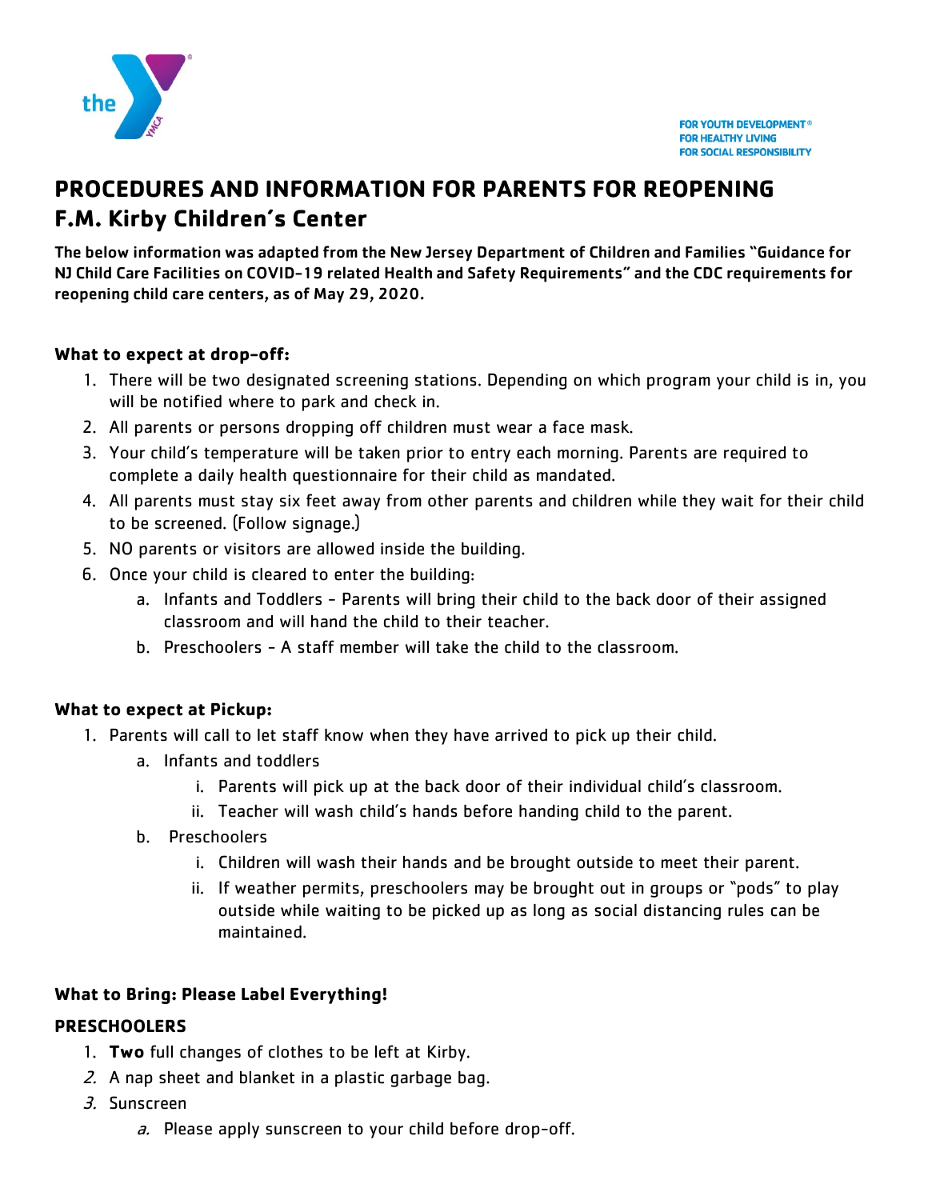FOR YOUTH DEVELOPMENT®
FOR HEALTHY LIVING
FOR SOCIAL RESPONSIBILITY

# PROCEDURES AND INFORMATION FOR PARENTS FOR REOPENING
## F.M. Kirby Children's Center

**The below information was adapted from the New Jersey Department of Children and Families "Guidance for NJ Child Care Facilities on COVID-19 related Health and Safety Requirements" and the CDC requirements for reopening child care centers, as of May 29, 2020.**

### What to expect at drop-off:

1. There will be two designated screening stations. Depending on which program your child is in, you will be notified where to park and check in.
2. All parents or persons dropping off children must wear a face mask.
3. Your child's temperature will be taken prior to entry each morning. Parents are required to complete a daily health questionnaire for their child as mandated.
4. All parents must stay six feet away from other parents and children while they wait for their child to be screened. (Follow signage.)
5. NO parents or visitors are allowed inside the building.
6. Once your child is cleared to enter the building:
   a. Infants and Toddlers - Parents will bring their child to the back door of their assigned classroom and will hand the child to their teacher.
   b. Preschoolers - A staff member will take the child to the classroom.

### What to expect at Pickup:

1. Parents will call to let staff know when they have arrived to pick up their child.
   a. Infants and toddlers
      i. Parents will pick up at the back door of their individual child's classroom.
      ii. Teacher will wash child's hands before handing child to the parent.
   b. Preschoolers
      i. Children will wash their hands and be brought outside to meet their parent.
      ii. If weather permits, preschoolers may be brought out in groups or "pods" to play outside while waiting to be picked up as long as social distancing rules can be maintained.

### What to Bring: Please Label Everything!

**PRESCHOOLERS**

1. **Two** full changes of clothes to be left at Kirby.
2. A nap sheet and blanket in a plastic garbage bag.
3. Sunscreen
   a. Please apply sunscreen to your child before drop-off.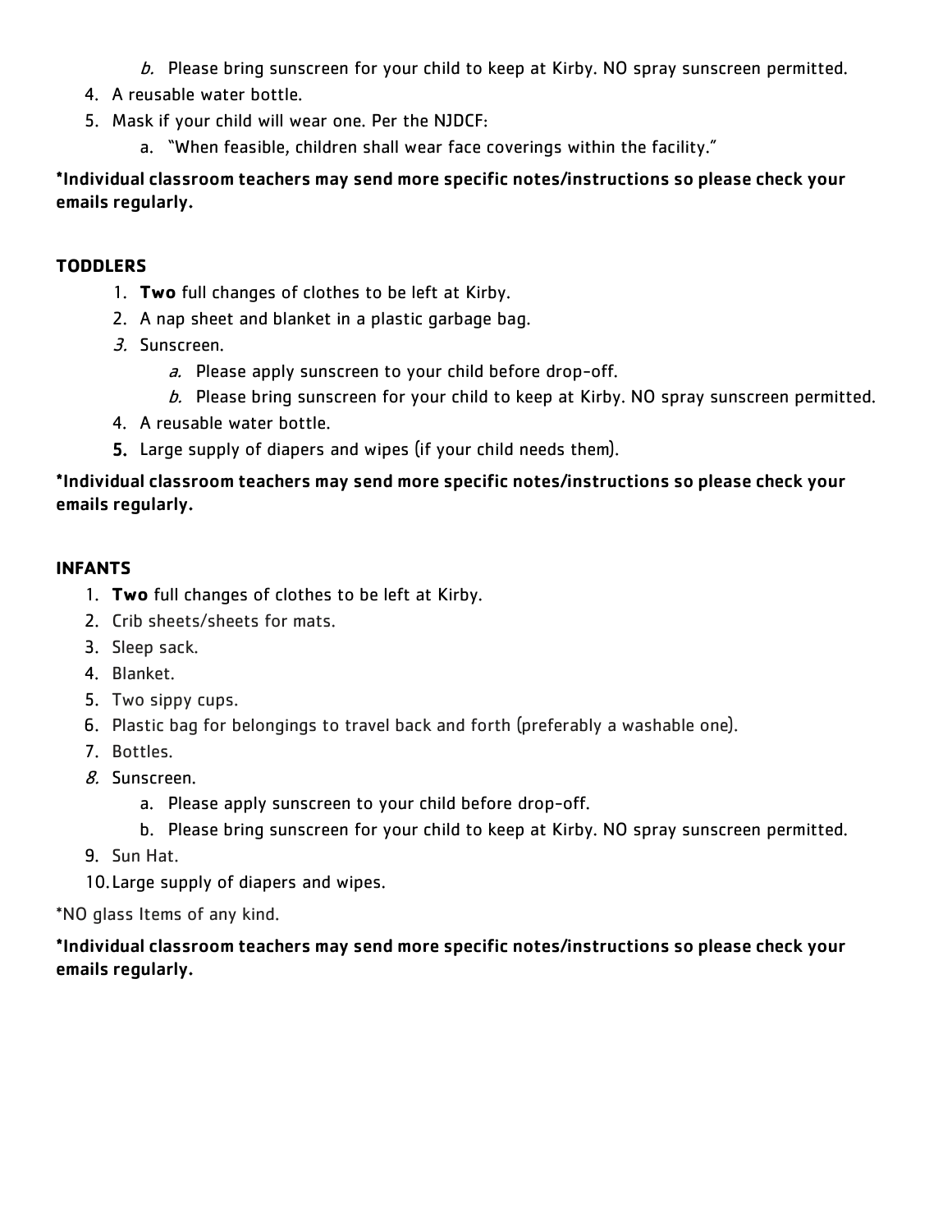b. Please bring sunscreen for your child to keep at Kirby. NO spray sunscreen permitted.
4. A reusable water bottle.
5. Mask if your child will wear one. Per the NJDCF:
   a. "When feasible, children shall wear face coverings within the facility."

**\*Individual classroom teachers may send more specific notes/instructions so please check your emails regularly.**

**TODDLERS**

1. **Two** full changes of clothes to be left at Kirby.
2. A nap sheet and blanket in a plastic garbage bag.
3. Sunscreen.
   a. Please apply sunscreen to your child before drop-off.
   b. Please bring sunscreen for your child to keep at Kirby. NO spray sunscreen permitted.
4. A reusable water bottle.
5. Large supply of diapers and wipes (if your child needs them).

**\*Individual classroom teachers may send more specific notes/instructions so please check your emails regularly.**

**INFANTS**

1. **Two** full changes of clothes to be left at Kirby.
2. Crib sheets/sheets for mats.
3. Sleep sack.
4. Blanket.
5. Two sippy cups.
6. Plastic bag for belongings to travel back and forth (preferably a washable one).
7. Bottles.
8. Sunscreen.
   a. Please apply sunscreen to your child before drop-off.
   b. Please bring sunscreen for your child to keep at Kirby. NO spray sunscreen permitted.
9. Sun Hat.
10. Large supply of diapers and wipes.

\*NO glass Items of any kind.

**\*Individual classroom teachers may send more specific notes/instructions so please check your emails regularly.**